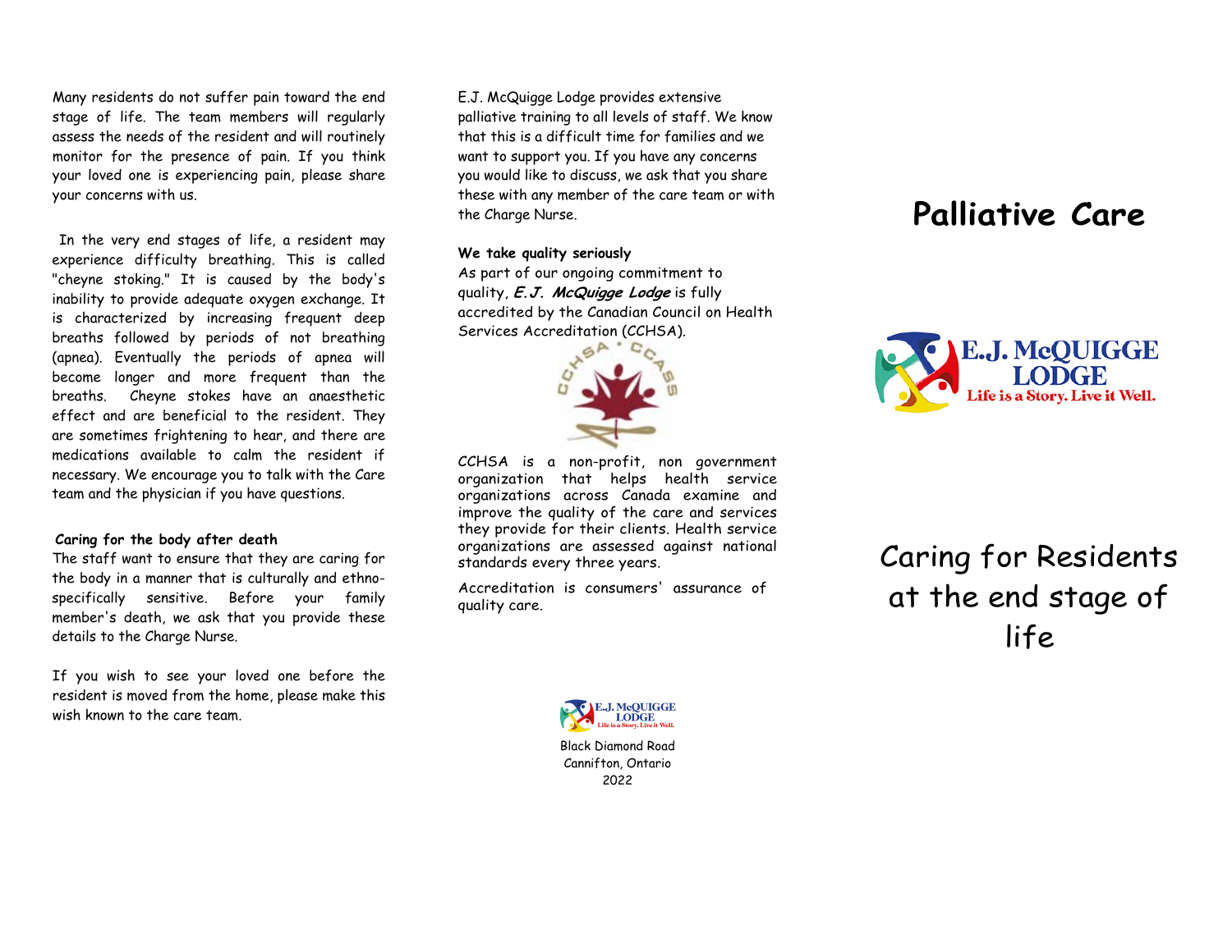Many residents do not suffer pain toward the end stage of life. The team members will regularly assess the needs of the resident and will routinely monitor for the presence of pain. If you think your loved one is experiencing pain, please share your concerns with us.

In the very end stages of life, a resident may experience difficulty breathing. This is called "cheyne stoking." It is caused by the body's inability to provide adequate oxygen exchange. It is characterized by increasing frequent deep breaths followed by periods of not breathing (apnea). Eventually the periods of apnea will become longer and more frequent than the breaths. Cheyne stokes have an anaesthetic effect and are beneficial to the resident. They are sometimes frightening to hear, and there are medications available to calm the resident if necessary. We encourage you to talk with the Care team and the physician if you have questions.

**Caring for the body after death**

The staff want to ensure that they are caring for the body in a manner that is culturally and ethno-specifically sensitive. Before your family member's death, we ask that you provide these details to the Charge Nurse.

If you wish to see your loved one before the resident is moved from the home, please make this wish known to the care team.

E.J. McQuigge Lodge provides extensive palliative training to all levels of staff. We know that this is a difficult time for families and we want to support you. If you have any concerns you would like to discuss, we ask that you share these with any member of the care team or with the Charge Nurse.

**We take quality seriously**

As part of our ongoing commitment to quality, ***E.J. McQuigge Lodge*** is fully accredited by the Canadian Council on Health Services Accreditation (CCHSA).

CCHSA • CCASS

CCHSA is a non-profit, non government organization that helps health service organizations across Canada examine and improve the quality of the care and services they provide for their clients. Health service organizations are assessed against national standards every three years.

Accreditation is consumers' assurance of quality care.

E.J. McQUIGGE LODGE
Life is a Story. Live it Well.

Black Diamond Road
Cannifton, Ontario
2022

# Palliative Care

E.J. McQUIGGE LODGE
Life is a Story. Live it Well.

## Caring for Residents at the end stage of life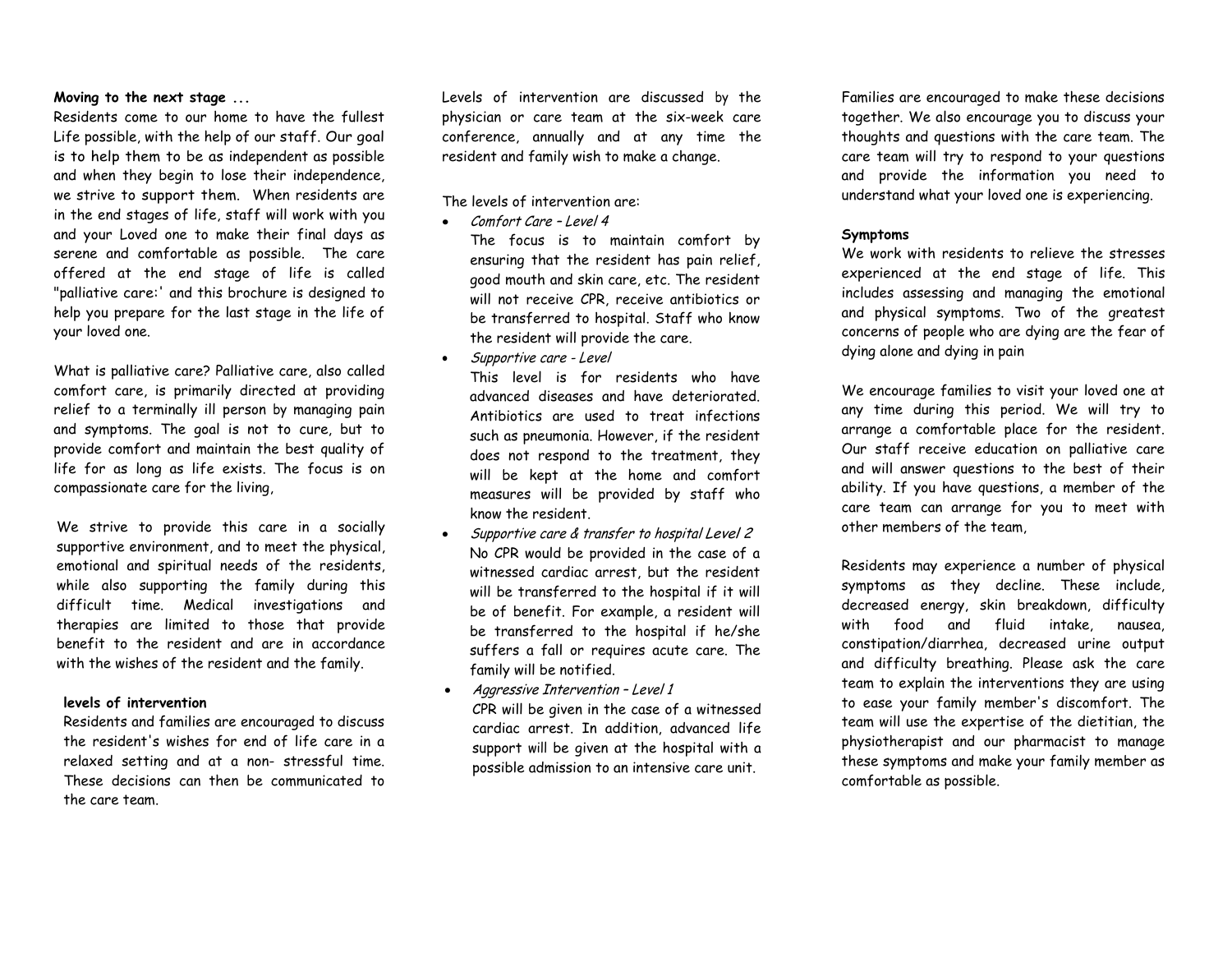**Moving to the next stage ...**

Residents come to our home to have the fullest Life possible, with the help of our staff. Our goal is to help them to be as independent as possible and when they begin to lose their independence, we strive to support them. When residents are in the end stages of life, staff will work with you and your Loved one to make their final days as serene and comfortable as possible. The care offered at the end stage of life is called "palliative care:' and this brochure is designed to help you prepare for the last stage in the life of your loved one.

What is palliative care? Palliative care, also called comfort care, is primarily directed at providing relief to a terminally ill person by managing pain and symptoms. The goal is not to cure, but to provide comfort and maintain the best quality of life for as long as life exists. The focus is on compassionate care for the living,

We strive to provide this care in a socially supportive environment, and to meet the physical, emotional and spiritual needs of the residents, while also supporting the family during this difficult time. Medical investigations and therapies are limited to those that provide benefit to the resident and are in accordance with the wishes of the resident and the family.

**levels of intervention**

Residents and families are encouraged to discuss the resident's wishes for end of life care in a relaxed setting and at a non- stressful time. These decisions can then be communicated to the care team.

Levels of intervention are discussed by the physician or care team at the six-week care conference, annually and at any time the resident and family wish to make a change.

The levels of intervention are:

- *Comfort Care – Level 4*
  The focus is to maintain comfort by ensuring that the resident has pain relief, good mouth and skin care, etc. The resident will not receive CPR, receive antibiotics or be transferred to hospital. Staff who know the resident will provide the care.
- *Supportive care - Level*
  This level is for residents who have advanced diseases and have deteriorated. Antibiotics are used to treat infections such as pneumonia. However, if the resident does not respond to the treatment, they will be kept at the home and comfort measures will be provided by staff who know the resident.
- *Supportive care & transfer to hospital Level 2*
  No CPR would be provided in the case of a witnessed cardiac arrest, but the resident will be transferred to the hospital if it will be of benefit. For example, a resident will be transferred to the hospital if he/she suffers a fall or requires acute care. The family will be notified.
- *Aggressive Intervention – Level 1*
  CPR will be given in the case of a witnessed cardiac arrest. In addition, advanced life support will be given at the hospital with a possible admission to an intensive care unit.

Families are encouraged to make these decisions together. We also encourage you to discuss your thoughts and questions with the care team. The care team will try to respond to your questions and provide the information you need to understand what your loved one is experiencing.

**Symptoms**

We work with residents to relieve the stresses experienced at the end stage of life. This includes assessing and managing the emotional and physical symptoms. Two of the greatest concerns of people who are dying are the fear of dying alone and dying in pain

We encourage families to visit your loved one at any time during this period. We will try to arrange a comfortable place for the resident. Our staff receive education on palliative care and will answer questions to the best of their ability. If you have questions, a member of the care team can arrange for you to meet with other members of the team,

Residents may experience a number of physical symptoms as they decline. These include, decreased energy, skin breakdown, difficulty with food and fluid intake, nausea, constipation/diarrhea, decreased urine output and difficulty breathing. Please ask the care team to explain the interventions they are using to ease your family member's discomfort. The team will use the expertise of the dietitian, the physiotherapist and our pharmacist to manage these symptoms and make your family member as comfortable as possible.